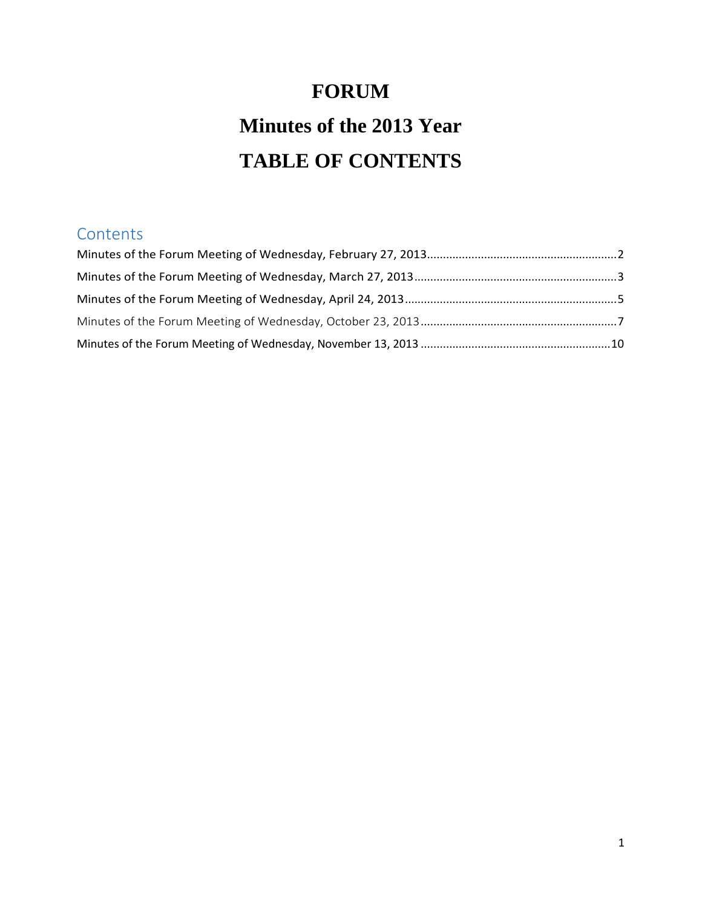# FORUM

# Minutes of the 2013 Year

# TABLE OF CONTENTS

## Contents

Minutes of the Forum Meeting of Wednesday, February 27, 2013 .......... 2

Minutes of the Forum Meeting of Wednesday, March 27, 2013 .......... 3

Minutes of the Forum Meeting of Wednesday, April 24, 2013 .......... 5

Minutes of the Forum Meeting of Wednesday, October 23, 2013 .......... 7

Minutes of the Forum Meeting of Wednesday, November 13, 2013 .......... 10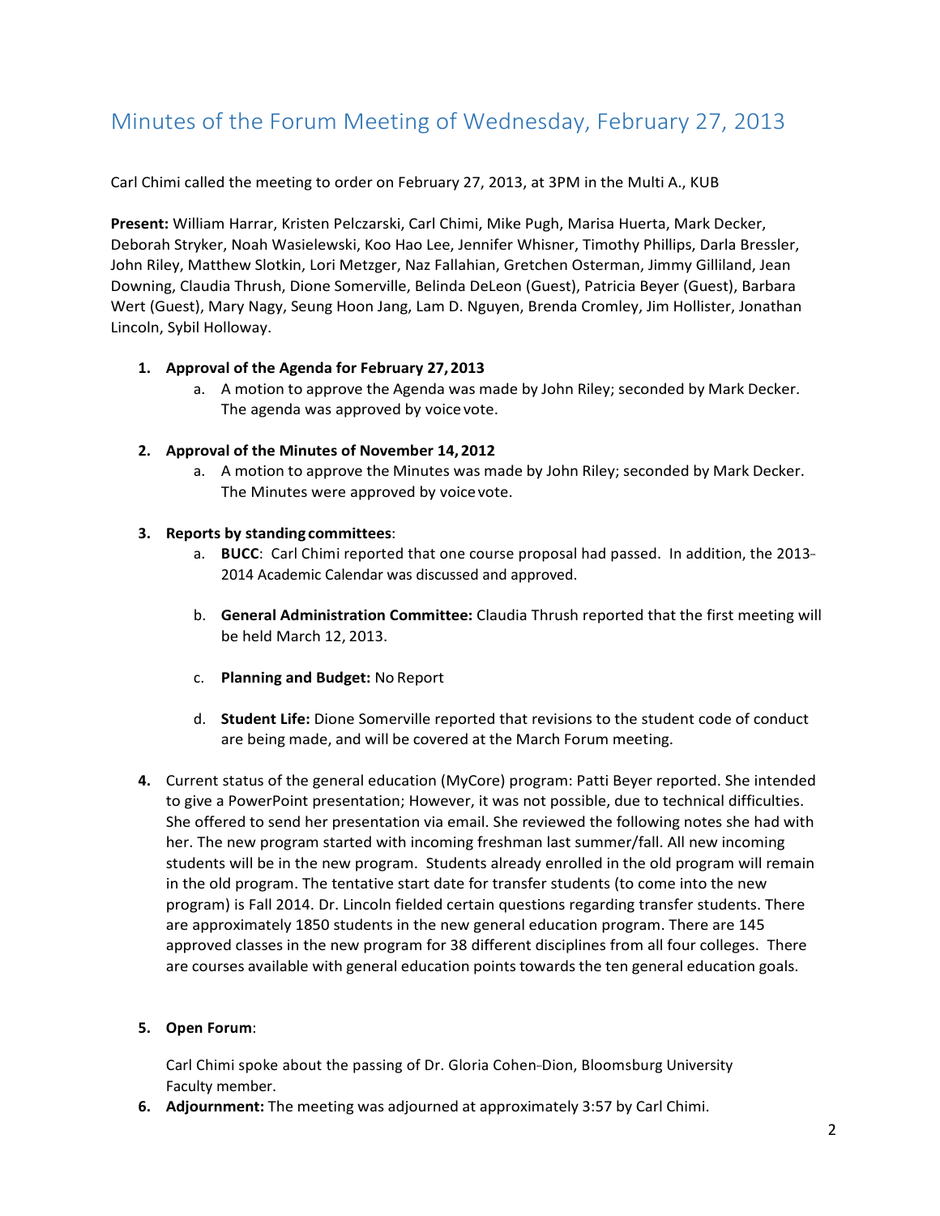# Minutes of the Forum Meeting of Wednesday, February 27, 2013

Carl Chimi called the meeting to order on February 27, 2013, at 3PM in the Multi A., KUB

**Present:** William Harrar, Kristen Pelczarski, Carl Chimi, Mike Pugh, Marisa Huerta, Mark Decker, Deborah Stryker, Noah Wasielewski, Koo Hao Lee, Jennifer Whisner, Timothy Phillips, Darla Bressler, John Riley, Matthew Slotkin, Lori Metzger, Naz Fallahian, Gretchen Osterman, Jimmy Gilliland, Jean Downing, Claudia Thrush, Dione Somerville, Belinda DeLeon (Guest), Patricia Beyer (Guest), Barbara Wert (Guest), Mary Nagy, Seung Hoon Jang, Lam D. Nguyen, Brenda Cromley, Jim Hollister, Jonathan Lincoln, Sybil Holloway.

1. **Approval of the Agenda for February 27, 2013**
   a. A motion to approve the Agenda was made by John Riley; seconded by Mark Decker. The agenda was approved by voice vote.

2. **Approval of the Minutes of November 14, 2012**
   a. A motion to approve the Minutes was made by John Riley; seconded by Mark Decker. The Minutes were approved by voice vote.

3. **Reports by standing committees**:
   a. **BUCC**: Carl Chimi reported that one course proposal had passed. In addition, the 2013-2014 Academic Calendar was discussed and approved.

   b. **General Administration Committee:** Claudia Thrush reported that the first meeting will be held March 12, 2013.

   c. **Planning and Budget:** No Report

   d. **Student Life:** Dione Somerville reported that revisions to the student code of conduct are being made, and will be covered at the March Forum meeting.

4. Current status of the general education (MyCore) program: Patti Beyer reported. She intended to give a PowerPoint presentation; However, it was not possible, due to technical difficulties. She offered to send her presentation via email. She reviewed the following notes she had with her. The new program started with incoming freshman last summer/fall. All new incoming students will be in the new program. Students already enrolled in the old program will remain in the old program. The tentative start date for transfer students (to come into the new program) is Fall 2014. Dr. Lincoln fielded certain questions regarding transfer students. There are approximately 1850 students in the new general education program. There are 145 approved classes in the new program for 38 different disciplines from all four colleges. There are courses available with general education points towards the ten general education goals.

5. **Open Forum**:

   Carl Chimi spoke about the passing of Dr. Gloria Cohen-Dion, Bloomsburg University Faculty member.

6. **Adjournment:** The meeting was adjourned at approximately 3:57 by Carl Chimi.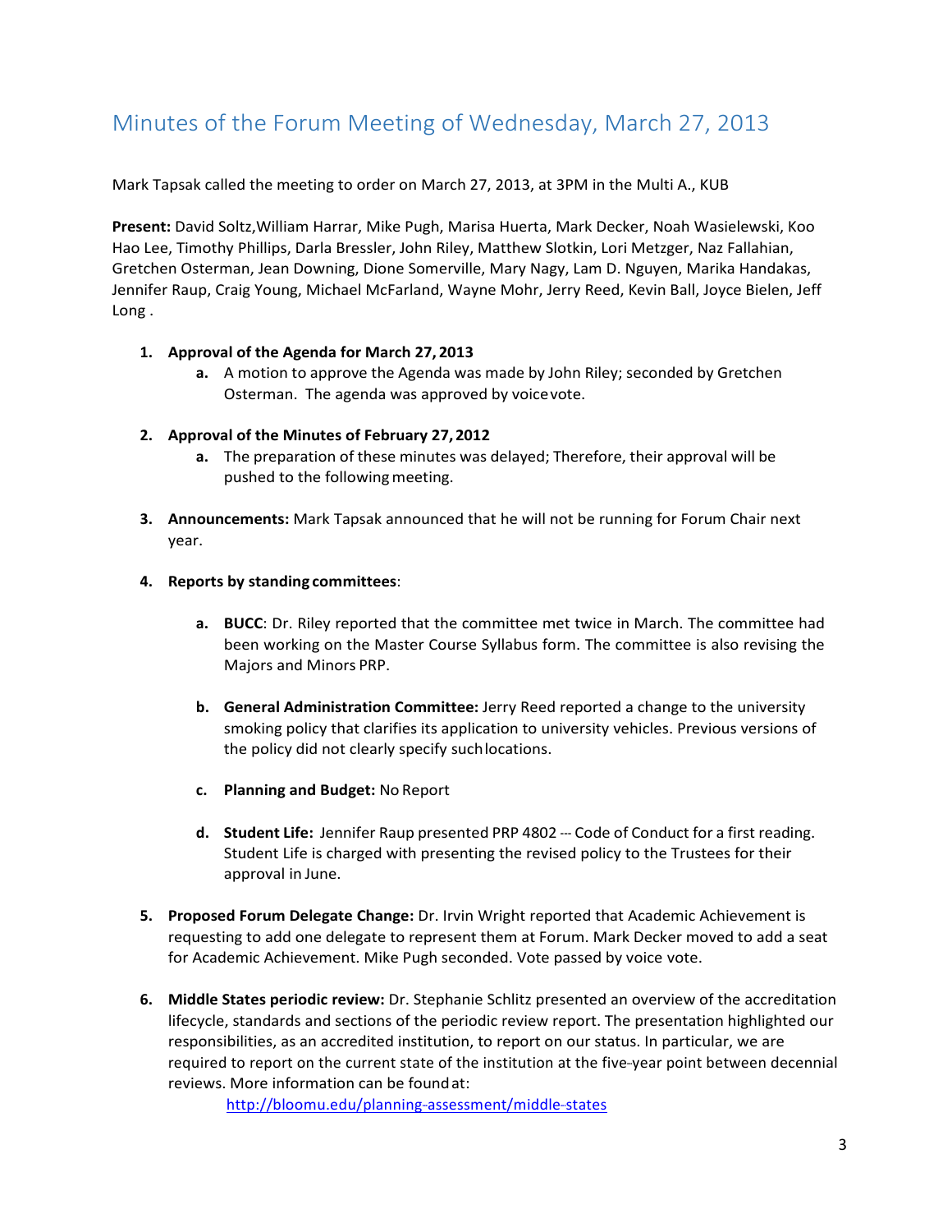# Minutes of the Forum Meeting of Wednesday, March 27, 2013

Mark Tapsak called the meeting to order on March 27, 2013, at 3PM in the Multi A., KUB

**Present:** David Soltz,William Harrar, Mike Pugh, Marisa Huerta, Mark Decker, Noah Wasielewski, Koo Hao Lee, Timothy Phillips, Darla Bressler, John Riley, Matthew Slotkin, Lori Metzger, Naz Fallahian, Gretchen Osterman, Jean Downing, Dione Somerville, Mary Nagy, Lam D. Nguyen, Marika Handakas, Jennifer Raup, Craig Young, Michael McFarland, Wayne Mohr, Jerry Reed, Kevin Ball, Joyce Bielen, Jeff Long .

1. **Approval of the Agenda for March 27, 2013**
   a. A motion to approve the Agenda was made by John Riley; seconded by Gretchen Osterman. The agenda was approved by voice vote.

2. **Approval of the Minutes of February 27, 2012**
   a. The preparation of these minutes was delayed; Therefore, their approval will be pushed to the following meeting.

3. **Announcements:** Mark Tapsak announced that he will not be running for Forum Chair next year.

4. **Reports by standing committees**:

   a. **BUCC**: Dr. Riley reported that the committee met twice in March. The committee had been working on the Master Course Syllabus form. The committee is also revising the Majors and Minors PRP.

   b. **General Administration Committee:** Jerry Reed reported a change to the university smoking policy that clarifies its application to university vehicles. Previous versions of the policy did not clearly specify such locations.

   c. **Planning and Budget:** No Report

   d. **Student Life:** Jennifer Raup presented PRP 4802 --- Code of Conduct for a first reading. Student Life is charged with presenting the revised policy to the Trustees for their approval in June.

5. **Proposed Forum Delegate Change:** Dr. Irvin Wright reported that Academic Achievement is requesting to add one delegate to represent them at Forum. Mark Decker moved to add a seat for Academic Achievement. Mike Pugh seconded. Vote passed by voice vote.

6. **Middle States periodic review:** Dr. Stephanie Schlitz presented an overview of the accreditation lifecycle, standards and sections of the periodic review report. The presentation highlighted our responsibilities, as an accredited institution, to report on our status. In particular, we are required to report on the current state of the institution at the five-year point between decennial reviews. More information can be found at:

   http://bloomu.edu/planning-assessment/middle-states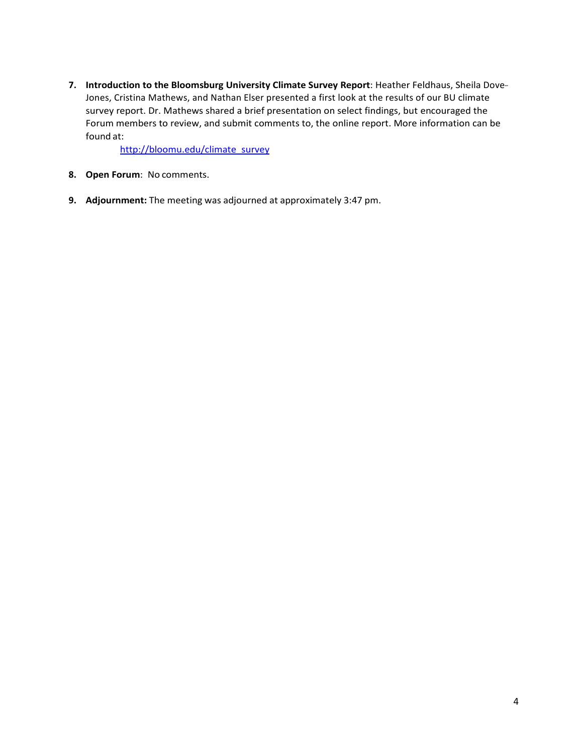7. **Introduction to the Bloomsburg University Climate Survey Report**: Heather Feldhaus, Sheila Dove-Jones, Cristina Mathews, and Nathan Elser presented a first look at the results of our BU climate survey report. Dr. Mathews shared a brief presentation on select findings, but encouraged the Forum members to review, and submit comments to, the online report. More information can be found at:

   [http://bloomu.edu/climate_survey](http://bloomu.edu/climate_survey)

8. **Open Forum**: No comments.

9. **Adjournment:** The meeting was adjourned at approximately 3:47 pm.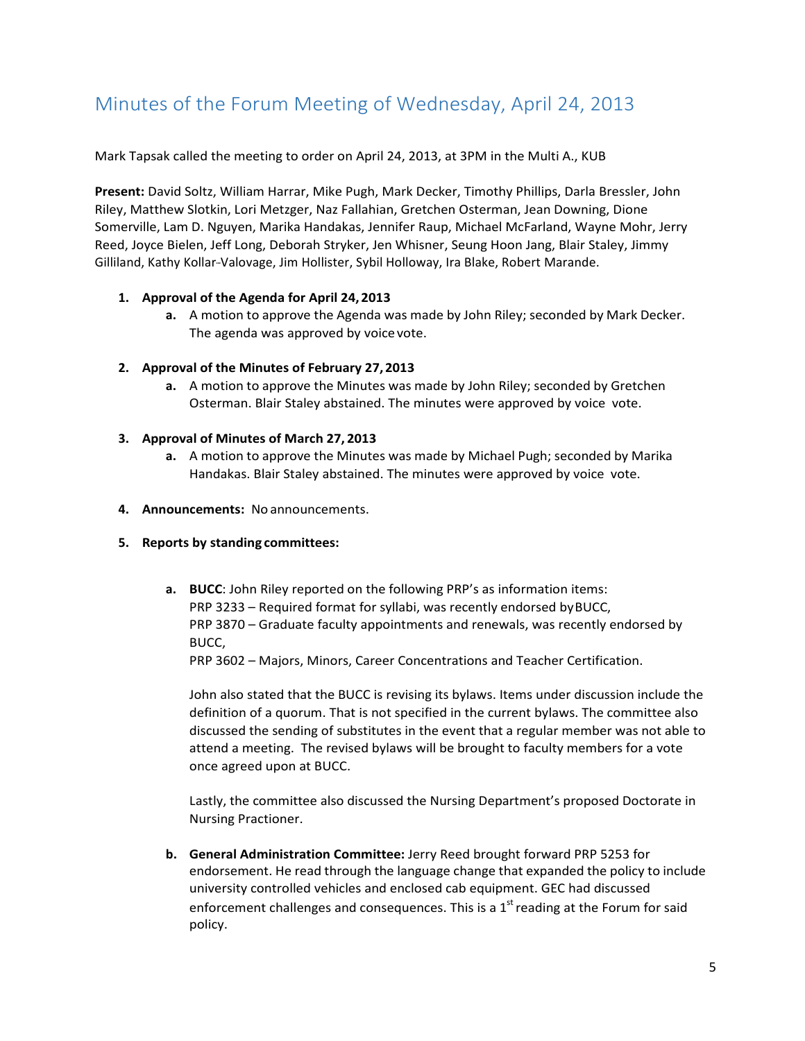# Minutes of the Forum Meeting of Wednesday, April 24, 2013

Mark Tapsak called the meeting to order on April 24, 2013, at 3PM in the Multi A., KUB

**Present:** David Soltz, William Harrar, Mike Pugh, Mark Decker, Timothy Phillips, Darla Bressler, John Riley, Matthew Slotkin, Lori Metzger, Naz Fallahian, Gretchen Osterman, Jean Downing, Dione Somerville, Lam D. Nguyen, Marika Handakas, Jennifer Raup, Michael McFarland, Wayne Mohr, Jerry Reed, Joyce Bielen, Jeff Long, Deborah Stryker, Jen Whisner, Seung Hoon Jang, Blair Staley, Jimmy Gilliland, Kathy Kollar-Valovage, Jim Hollister, Sybil Holloway, Ira Blake, Robert Marande.

1. **Approval of the Agenda for April 24, 2013**
   a. A motion to approve the Agenda was made by John Riley; seconded by Mark Decker. The agenda was approved by voice vote.

2. **Approval of the Minutes of February 27, 2013**
   a. A motion to approve the Minutes was made by John Riley; seconded by Gretchen Osterman. Blair Staley abstained. The minutes were approved by voice vote.

3. **Approval of Minutes of March 27, 2013**
   a. A motion to approve the Minutes was made by Michael Pugh; seconded by Marika Handakas. Blair Staley abstained. The minutes were approved by voice vote.

4. **Announcements:** No announcements.

5. **Reports by standing committees:**

   a. **BUCC**: John Riley reported on the following PRP's as information items:
   PRP 3233 – Required format for syllabi, was recently endorsed by BUCC,
   PRP 3870 – Graduate faculty appointments and renewals, was recently endorsed by BUCC,
   PRP 3602 – Majors, Minors, Career Concentrations and Teacher Certification.

   John also stated that the BUCC is revising its bylaws. Items under discussion include the definition of a quorum. That is not specified in the current bylaws. The committee also discussed the sending of substitutes in the event that a regular member was not able to attend a meeting. The revised bylaws will be brought to faculty members for a vote once agreed upon at BUCC.

   Lastly, the committee also discussed the Nursing Department's proposed Doctorate in Nursing Practioner.

   b. **General Administration Committee:** Jerry Reed brought forward PRP 5253 for endorsement. He read through the language change that expanded the policy to include university controlled vehicles and enclosed cab equipment. GEC had discussed enforcement challenges and consequences. This is a 1st reading at the Forum for said policy.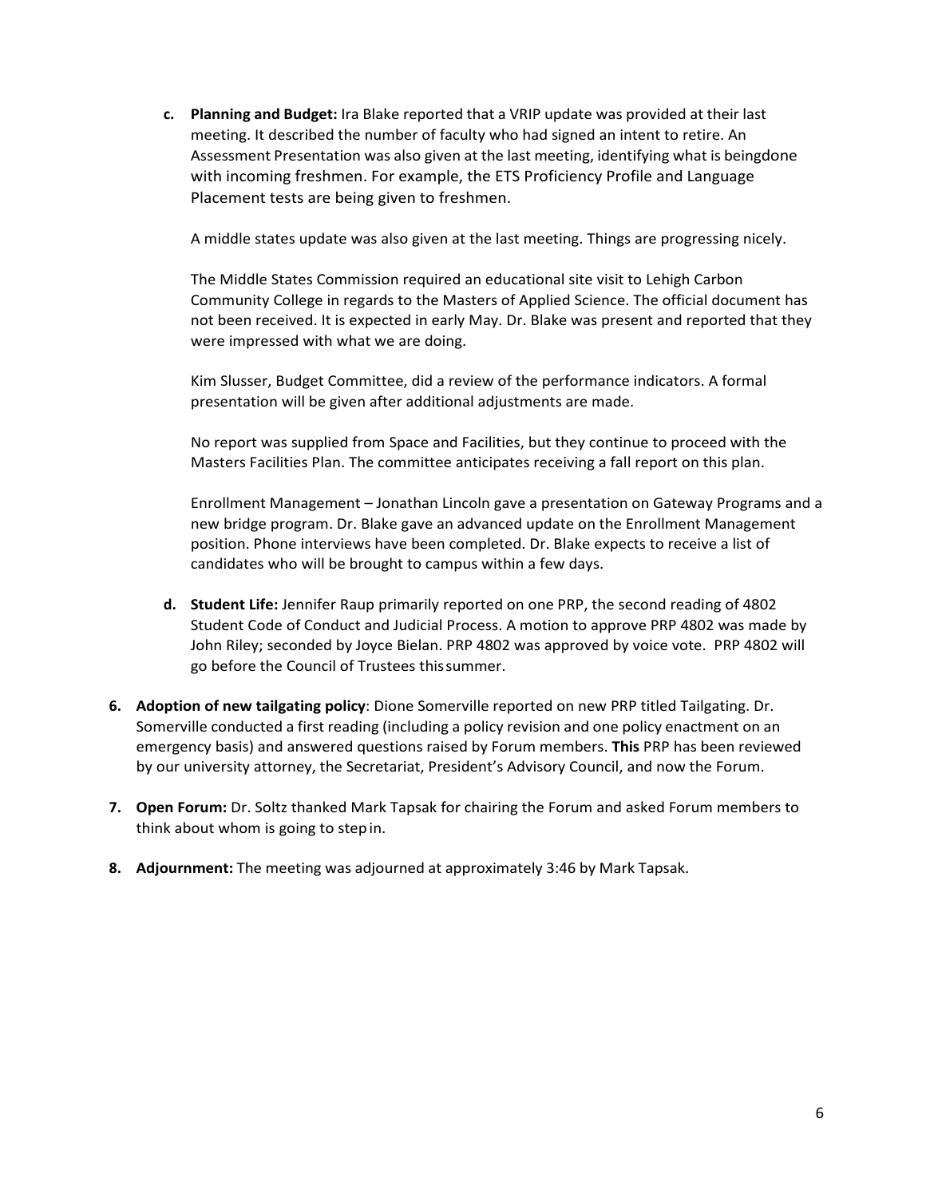c. **Planning and Budget:** Ira Blake reported that a VRIP update was provided at their last meeting. It described the number of faculty who had signed an intent to retire. An Assessment Presentation was also given at the last meeting, identifying what is beingdone with incoming freshmen. For example, the ETS Proficiency Profile and Language Placement tests are being given to freshmen.

   A middle states update was also given at the last meeting. Things are progressing nicely.

   The Middle States Commission required an educational site visit to Lehigh Carbon Community College in regards to the Masters of Applied Science. The official document has not been received. It is expected in early May. Dr. Blake was present and reported that they were impressed with what we are doing.

   Kim Slusser, Budget Committee, did a review of the performance indicators. A formal presentation will be given after additional adjustments are made.

   No report was supplied from Space and Facilities, but they continue to proceed with the Masters Facilities Plan. The committee anticipates receiving a fall report on this plan.

   Enrollment Management – Jonathan Lincoln gave a presentation on Gateway Programs and a new bridge program. Dr. Blake gave an advanced update on the Enrollment Management position. Phone interviews have been completed. Dr. Blake expects to receive a list of candidates who will be brought to campus within a few days.

d. **Student Life:** Jennifer Raup primarily reported on one PRP, the second reading of 4802 Student Code of Conduct and Judicial Process. A motion to approve PRP 4802 was made by John Riley; seconded by Joyce Bielan. PRP 4802 was approved by voice vote. PRP 4802 will go before the Council of Trustees thissummer.

6. **Adoption of new tailgating policy**: Dione Somerville reported on new PRP titled Tailgating. Dr. Somerville conducted a first reading (including a policy revision and one policy enactment on an emergency basis) and answered questions raised by Forum members. **This** PRP has been reviewed by our university attorney, the Secretariat, President's Advisory Council, and now the Forum.

7. **Open Forum:** Dr. Soltz thanked Mark Tapsak for chairing the Forum and asked Forum members to think about whom is going to stepin.

8. **Adjournment:** The meeting was adjourned at approximately 3:46 by Mark Tapsak.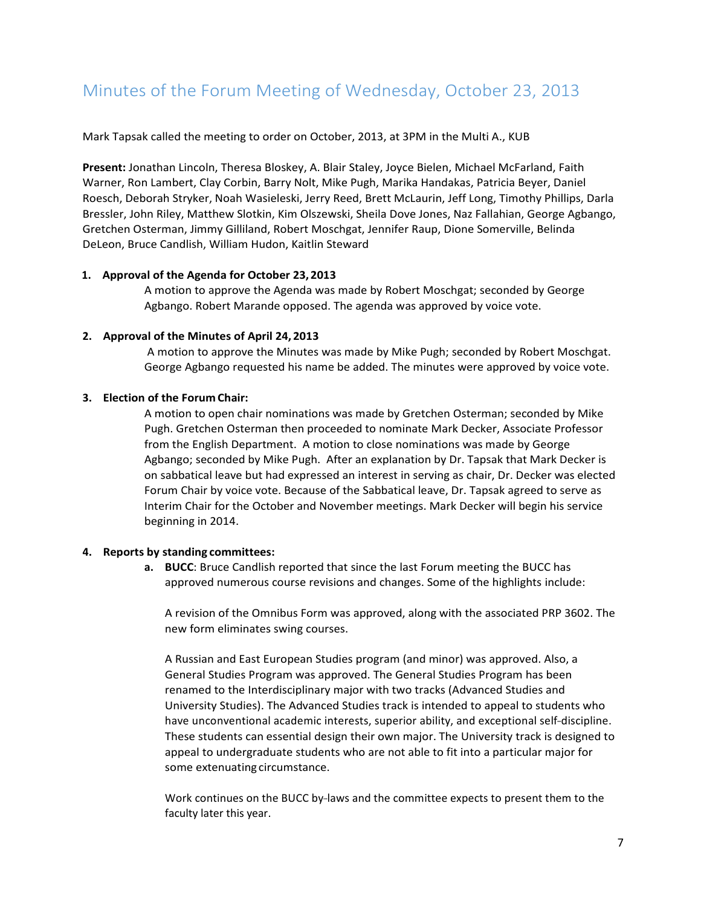# Minutes of the Forum Meeting of Wednesday, October 23, 2013

Mark Tapsak called the meeting to order on October, 2013, at 3PM in the Multi A., KUB

**Present:** Jonathan Lincoln, Theresa Bloskey, A. Blair Staley, Joyce Bielen, Michael McFarland, Faith Warner, Ron Lambert, Clay Corbin, Barry Nolt, Mike Pugh, Marika Handakas, Patricia Beyer, Daniel Roesch, Deborah Stryker, Noah Wasieleski, Jerry Reed, Brett McLaurin, Jeff Long, Timothy Phillips, Darla Bressler, John Riley, Matthew Slotkin, Kim Olszewski, Sheila Dove Jones, Naz Fallahian, George Agbango, Gretchen Osterman, Jimmy Gilliland, Robert Moschgat, Jennifer Raup, Dione Somerville, Belinda DeLeon, Bruce Candlish, William Hudon, Kaitlin Steward

**1. Approval of the Agenda for October 23, 2013**

A motion to approve the Agenda was made by Robert Moschgat; seconded by George Agbango. Robert Marande opposed. The agenda was approved by voice vote.

**2. Approval of the Minutes of April 24, 2013**

A motion to approve the Minutes was made by Mike Pugh; seconded by Robert Moschgat. George Agbango requested his name be added. The minutes were approved by voice vote.

**3. Election of the Forum Chair:**

A motion to open chair nominations was made by Gretchen Osterman; seconded by Mike Pugh. Gretchen Osterman then proceeded to nominate Mark Decker, Associate Professor from the English Department. A motion to close nominations was made by George Agbango; seconded by Mike Pugh. After an explanation by Dr. Tapsak that Mark Decker is on sabbatical leave but had expressed an interest in serving as chair, Dr. Decker was elected Forum Chair by voice vote. Because of the Sabbatical leave, Dr. Tapsak agreed to serve as Interim Chair for the October and November meetings. Mark Decker will begin his service beginning in 2014.

**4. Reports by standing committees:**

**a. BUCC**: Bruce Candlish reported that since the last Forum meeting the BUCC has approved numerous course revisions and changes. Some of the highlights include:

A revision of the Omnibus Form was approved, along with the associated PRP 3602. The new form eliminates swing courses.

A Russian and East European Studies program (and minor) was approved. Also, a General Studies Program was approved. The General Studies Program has been renamed to the Interdisciplinary major with two tracks (Advanced Studies and University Studies). The Advanced Studies track is intended to appeal to students who have unconventional academic interests, superior ability, and exceptional self-discipline. These students can essential design their own major. The University track is designed to appeal to undergraduate students who are not able to fit into a particular major for some extenuating circumstance.

Work continues on the BUCC by-laws and the committee expects to present them to the faculty later this year.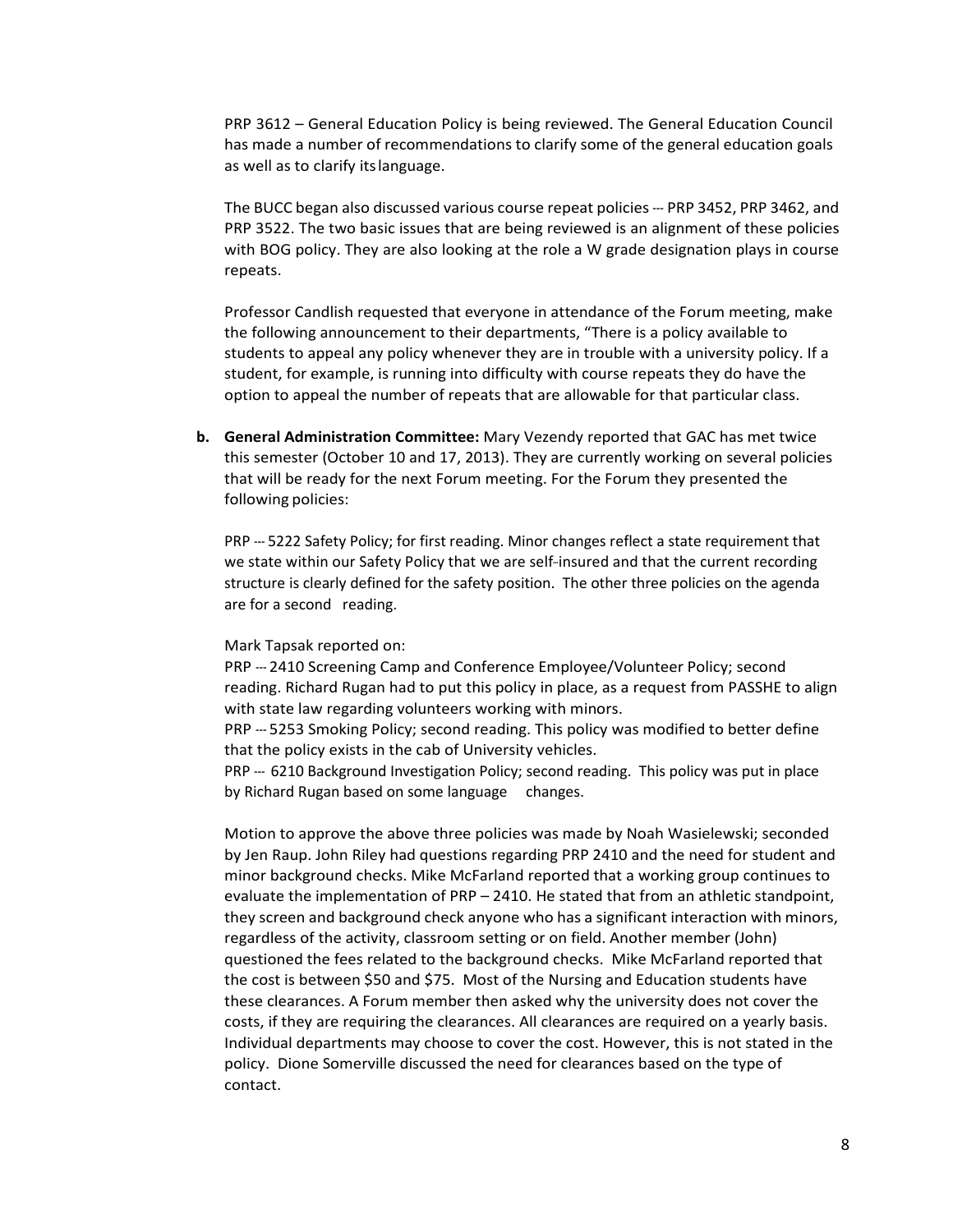PRP 3612 – General Education Policy is being reviewed. The General Education Council has made a number of recommendations to clarify some of the general education goals as well as to clarify its language.

The BUCC began also discussed various course repeat policies --- PRP 3452, PRP 3462, and PRP 3522. The two basic issues that are being reviewed is an alignment of these policies with BOG policy. They are also looking at the role a W grade designation plays in course repeats.

Professor Candlish requested that everyone in attendance of the Forum meeting, make the following announcement to their departments, "There is a policy available to students to appeal any policy whenever they are in trouble with a university policy. If a student, for example, is running into difficulty with course repeats they do have the option to appeal the number of repeats that are allowable for that particular class.

**b. General Administration Committee:** Mary Vezendy reported that GAC has met twice this semester (October 10 and 17, 2013). They are currently working on several policies that will be ready for the next Forum meeting. For the Forum they presented the following policies:

PRP --- 5222 Safety Policy; for first reading. Minor changes reflect a state requirement that we state within our Safety Policy that we are self-insured and that the current recording structure is clearly defined for the safety position. The other three policies on the agenda are for a second reading.

Mark Tapsak reported on:
PRP --- 2410 Screening Camp and Conference Employee/Volunteer Policy; second reading. Richard Rugan had to put this policy in place, as a request from PASSHE to align with state law regarding volunteers working with minors.
PRP --- 5253 Smoking Policy; second reading. This policy was modified to better define that the policy exists in the cab of University vehicles.
PRP --- 6210 Background Investigation Policy; second reading. This policy was put in place by Richard Rugan based on some language changes.

Motion to approve the above three policies was made by Noah Wasielewski; seconded by Jen Raup. John Riley had questions regarding PRP 2410 and the need for student and minor background checks. Mike McFarland reported that a working group continues to evaluate the implementation of PRP – 2410. He stated that from an athletic standpoint, they screen and background check anyone who has a significant interaction with minors, regardless of the activity, classroom setting or on field. Another member (John) questioned the fees related to the background checks. Mike McFarland reported that the cost is between $50 and $75. Most of the Nursing and Education students have these clearances. A Forum member then asked why the university does not cover the costs, if they are requiring the clearances. All clearances are required on a yearly basis. Individual departments may choose to cover the cost. However, this is not stated in the policy. Dione Somerville discussed the need for clearances based on the type of contact.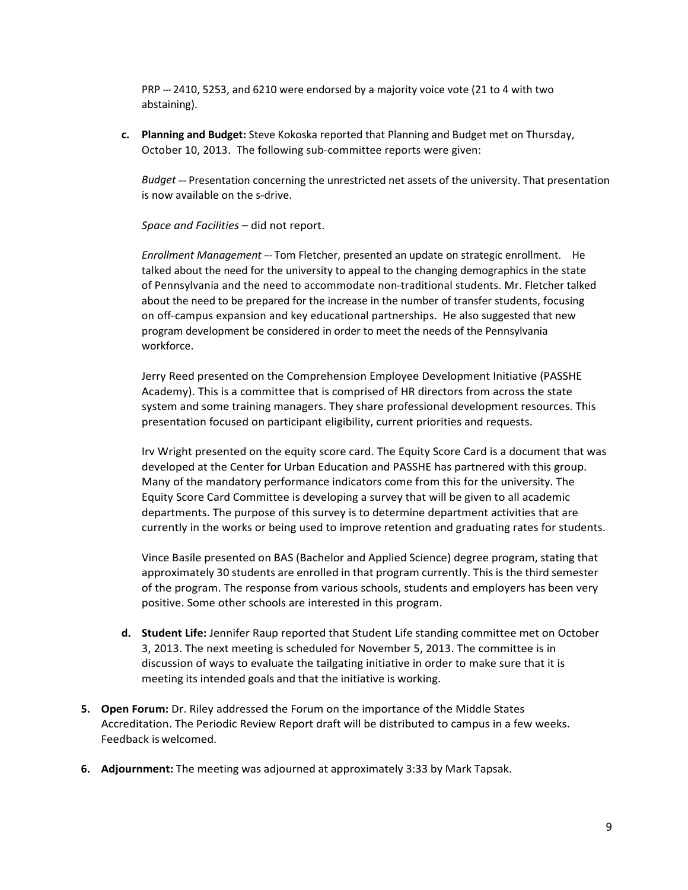PRP --- 2410, 5253, and 6210 were endorsed by a majority voice vote (21 to 4 with two abstaining).

**c. Planning and Budget:** Steve Kokoska reported that Planning and Budget met on Thursday, October 10, 2013. The following sub-committee reports were given:

*Budget* --- Presentation concerning the unrestricted net assets of the university. That presentation is now available on the s-drive.

*Space and Facilities* – did not report.

*Enrollment Management* --- Tom Fletcher, presented an update on strategic enrollment. He talked about the need for the university to appeal to the changing demographics in the state of Pennsylvania and the need to accommodate non-traditional students. Mr. Fletcher talked about the need to be prepared for the increase in the number of transfer students, focusing on off-campus expansion and key educational partnerships. He also suggested that new program development be considered in order to meet the needs of the Pennsylvania workforce.

Jerry Reed presented on the Comprehension Employee Development Initiative (PASSHE Academy). This is a committee that is comprised of HR directors from across the state system and some training managers. They share professional development resources. This presentation focused on participant eligibility, current priorities and requests.

Irv Wright presented on the equity score card. The Equity Score Card is a document that was developed at the Center for Urban Education and PASSHE has partnered with this group. Many of the mandatory performance indicators come from this for the university. The Equity Score Card Committee is developing a survey that will be given to all academic departments. The purpose of this survey is to determine department activities that are currently in the works or being used to improve retention and graduating rates for students.

Vince Basile presented on BAS (Bachelor and Applied Science) degree program, stating that approximately 30 students are enrolled in that program currently. This is the third semester of the program. The response from various schools, students and employers has been very positive. Some other schools are interested in this program.

**d. Student Life:** Jennifer Raup reported that Student Life standing committee met on October 3, 2013. The next meeting is scheduled for November 5, 2013. The committee is in discussion of ways to evaluate the tailgating initiative in order to make sure that it is meeting its intended goals and that the initiative is working.

5. **Open Forum:** Dr. Riley addressed the Forum on the importance of the Middle States Accreditation. The Periodic Review Report draft will be distributed to campus in a few weeks. Feedback is welcomed.

6. **Adjournment:** The meeting was adjourned at approximately 3:33 by Mark Tapsak.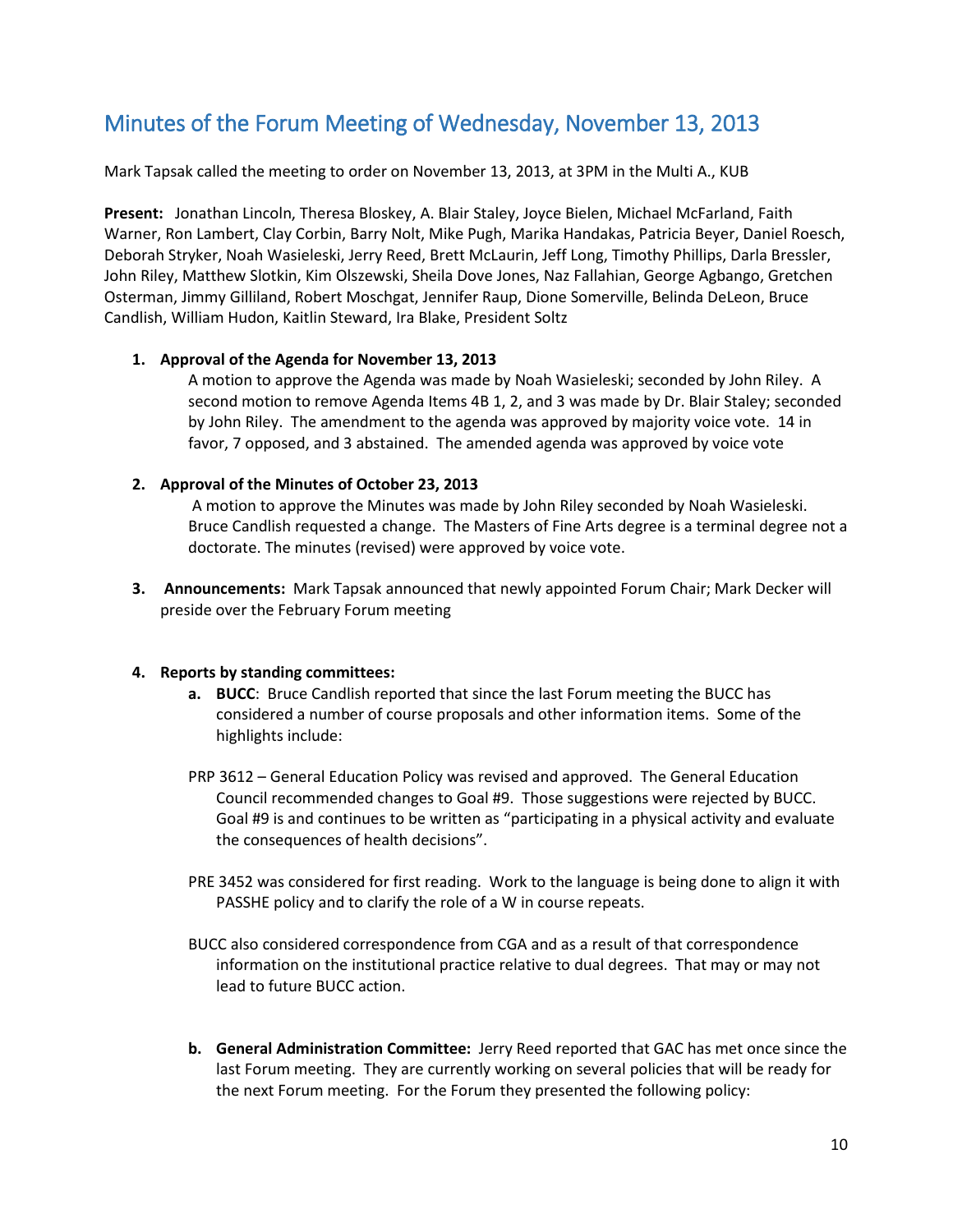# Minutes of the Forum Meeting of Wednesday, November 13, 2013

Mark Tapsak called the meeting to order on November 13, 2013, at 3PM in the Multi A., KUB

**Present:** Jonathan Lincoln, Theresa Bloskey, A. Blair Staley, Joyce Bielen, Michael McFarland, Faith Warner, Ron Lambert, Clay Corbin, Barry Nolt, Mike Pugh, Marika Handakas, Patricia Beyer, Daniel Roesch, Deborah Stryker, Noah Wasieleski, Jerry Reed, Brett McLaurin, Jeff Long, Timothy Phillips, Darla Bressler, John Riley, Matthew Slotkin, Kim Olszewski, Sheila Dove Jones, Naz Fallahian, George Agbango, Gretchen Osterman, Jimmy Gilliland, Robert Moschgat, Jennifer Raup, Dione Somerville, Belinda DeLeon, Bruce Candlish, William Hudon, Kaitlin Steward, Ira Blake, President Soltz

1. **Approval of the Agenda for November 13, 2013**

   A motion to approve the Agenda was made by Noah Wasieleski; seconded by John Riley. A second motion to remove Agenda Items 4B 1, 2, and 3 was made by Dr. Blair Staley; seconded by John Riley. The amendment to the agenda was approved by majority voice vote. 14 in favor, 7 opposed, and 3 abstained. The amended agenda was approved by voice vote

2. **Approval of the Minutes of October 23, 2013**

   A motion to approve the Minutes was made by John Riley seconded by Noah Wasieleski. Bruce Candlish requested a change. The Masters of Fine Arts degree is a terminal degree not a doctorate. The minutes (revised) were approved by voice vote.

3. **Announcements:** Mark Tapsak announced that newly appointed Forum Chair; Mark Decker will preside over the February Forum meeting

4. **Reports by standing committees:**

   a. **BUCC**: Bruce Candlish reported that since the last Forum meeting the BUCC has considered a number of course proposals and other information items. Some of the highlights include:

   PRP 3612 – General Education Policy was revised and approved. The General Education Council recommended changes to Goal #9. Those suggestions were rejected by BUCC. Goal #9 is and continues to be written as "participating in a physical activity and evaluate the consequences of health decisions".

   PRE 3452 was considered for first reading. Work to the language is being done to align it with PASSHE policy and to clarify the role of a W in course repeats.

   BUCC also considered correspondence from CGA and as a result of that correspondence information on the institutional practice relative to dual degrees. That may or may not lead to future BUCC action.

   b. **General Administration Committee:** Jerry Reed reported that GAC has met once since the last Forum meeting. They are currently working on several policies that will be ready for the next Forum meeting. For the Forum they presented the following policy: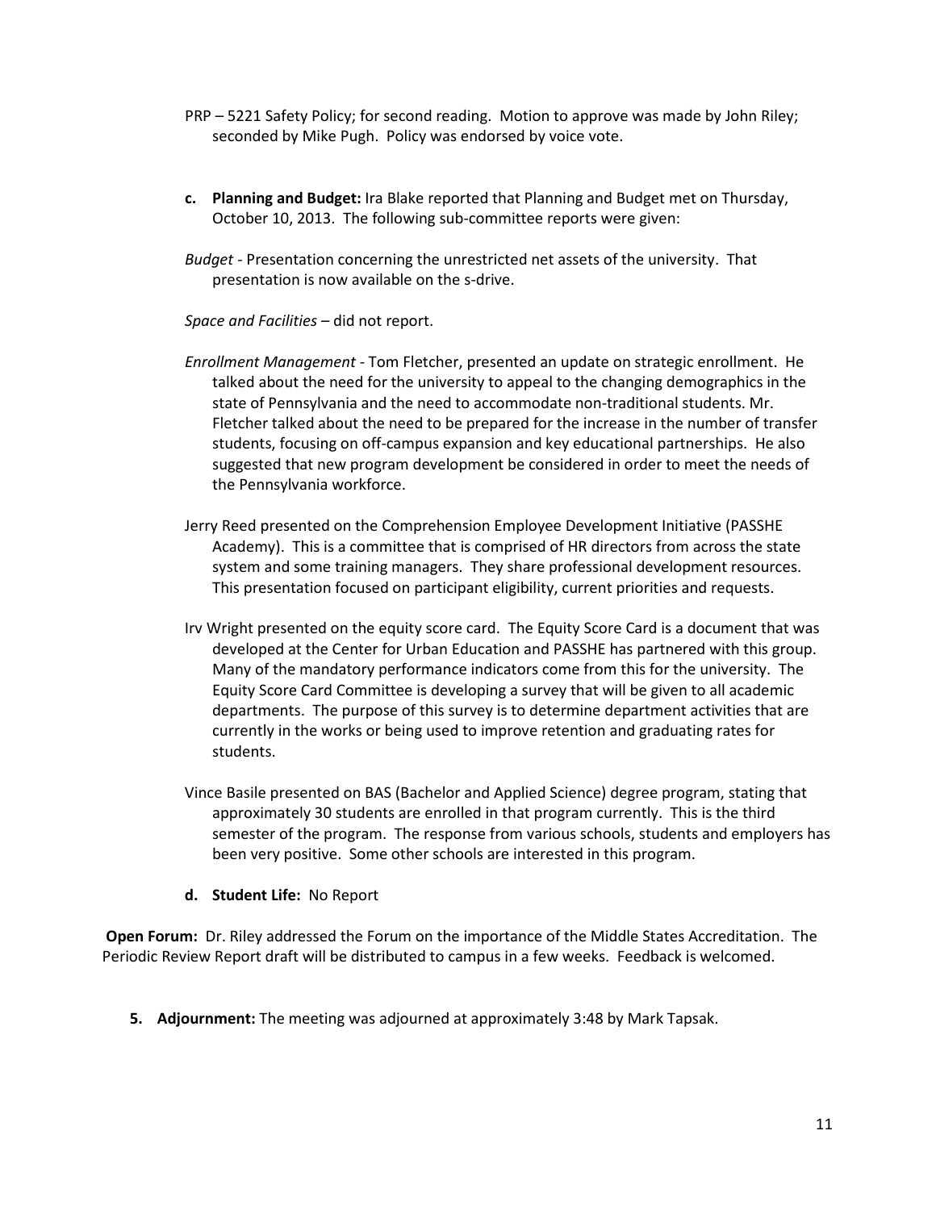PRP – 5221 Safety Policy; for second reading. Motion to approve was made by John Riley; seconded by Mike Pugh. Policy was endorsed by voice vote.

c. **Planning and Budget:** Ira Blake reported that Planning and Budget met on Thursday, October 10, 2013. The following sub-committee reports were given:

*Budget* - Presentation concerning the unrestricted net assets of the university. That presentation is now available on the s-drive.

*Space and Facilities* – did not report.

*Enrollment Management* - Tom Fletcher, presented an update on strategic enrollment. He talked about the need for the university to appeal to the changing demographics in the state of Pennsylvania and the need to accommodate non-traditional students. Mr. Fletcher talked about the need to be prepared for the increase in the number of transfer students, focusing on off-campus expansion and key educational partnerships. He also suggested that new program development be considered in order to meet the needs of the Pennsylvania workforce.

Jerry Reed presented on the Comprehension Employee Development Initiative (PASSHE Academy). This is a committee that is comprised of HR directors from across the state system and some training managers. They share professional development resources. This presentation focused on participant eligibility, current priorities and requests.

Irv Wright presented on the equity score card. The Equity Score Card is a document that was developed at the Center for Urban Education and PASSHE has partnered with this group. Many of the mandatory performance indicators come from this for the university. The Equity Score Card Committee is developing a survey that will be given to all academic departments. The purpose of this survey is to determine department activities that are currently in the works or being used to improve retention and graduating rates for students.

Vince Basile presented on BAS (Bachelor and Applied Science) degree program, stating that approximately 30 students are enrolled in that program currently. This is the third semester of the program. The response from various schools, students and employers has been very positive. Some other schools are interested in this program.

d. **Student Life:** No Report

**Open Forum:** Dr. Riley addressed the Forum on the importance of the Middle States Accreditation. The Periodic Review Report draft will be distributed to campus in a few weeks. Feedback is welcomed.

5. **Adjournment:** The meeting was adjourned at approximately 3:48 by Mark Tapsak.